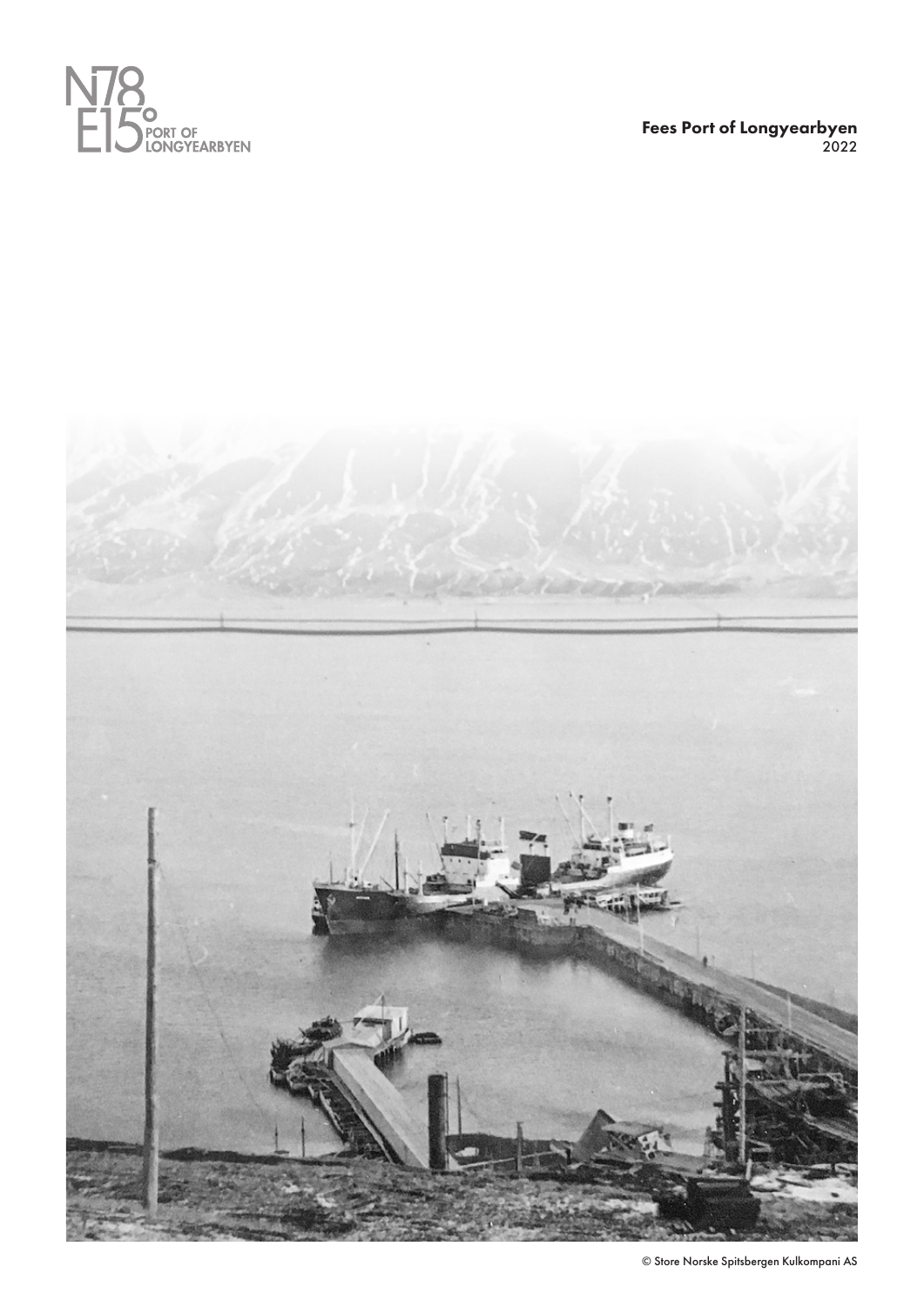N78 E15° PORT OF LONGYEARBYEN

# Fees Port of Longyearbyen

2022

© Store Norske Spitsbergen Kulkompani AS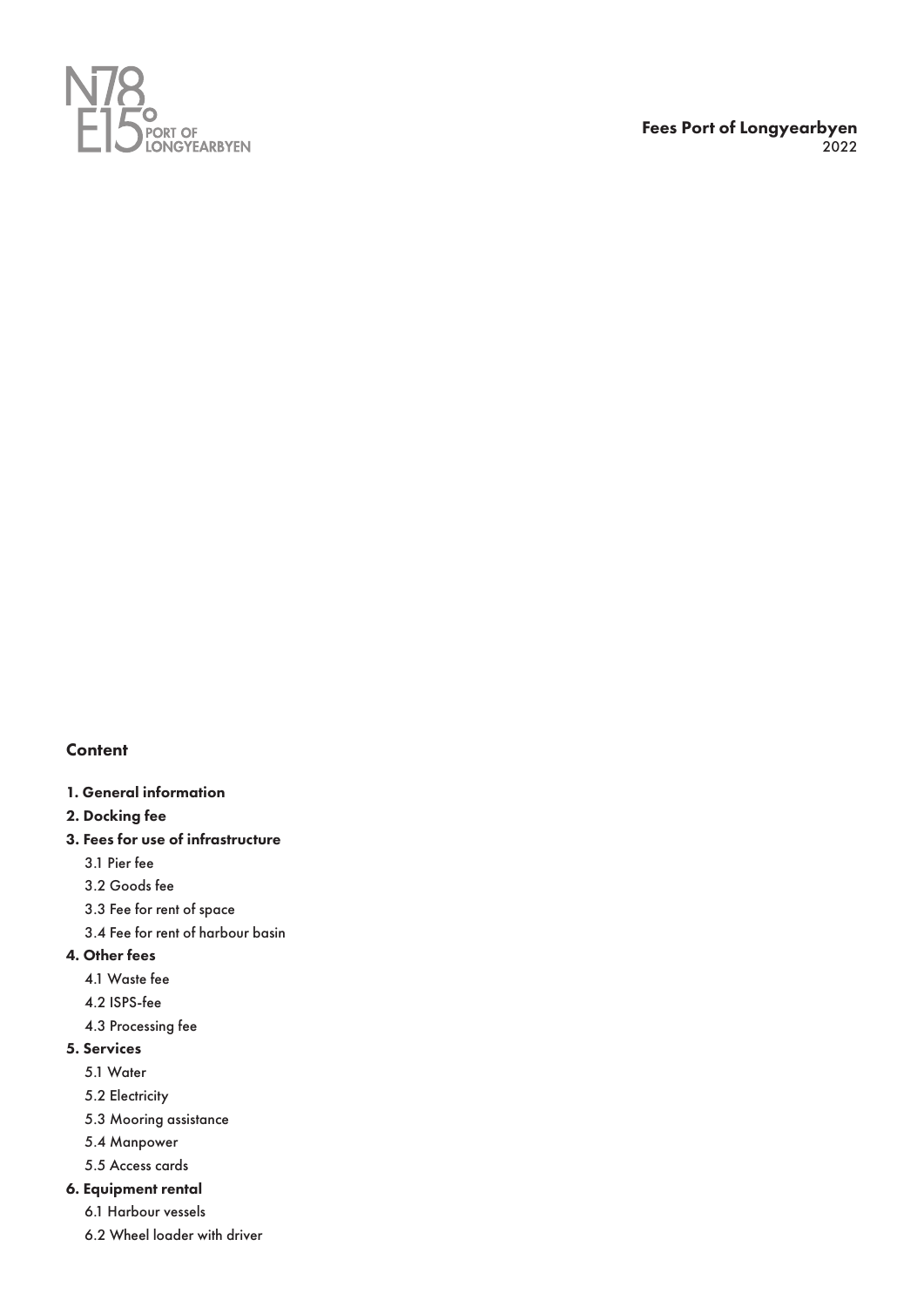**Fees Port of Longyearbyen**
2022

## Content

**1. General information**

**2. Docking fee**

**3. Fees for use of infrastructure**

- 3.1 Pier fee
- 3.2 Goods fee
- 3.3 Fee for rent of space
- 3.4 Fee for rent of harbour basin

**4. Other fees**

- 4.1 Waste fee
- 4.2 ISPS-fee
- 4.3 Processing fee

**5. Services**

- 5.1 Water
- 5.2 Electricity
- 5.3 Mooring assistance
- 5.4 Manpower
- 5.5 Access cards

**6. Equipment rental**

- 6.1 Harbour vessels
- 6.2 Wheel loader with driver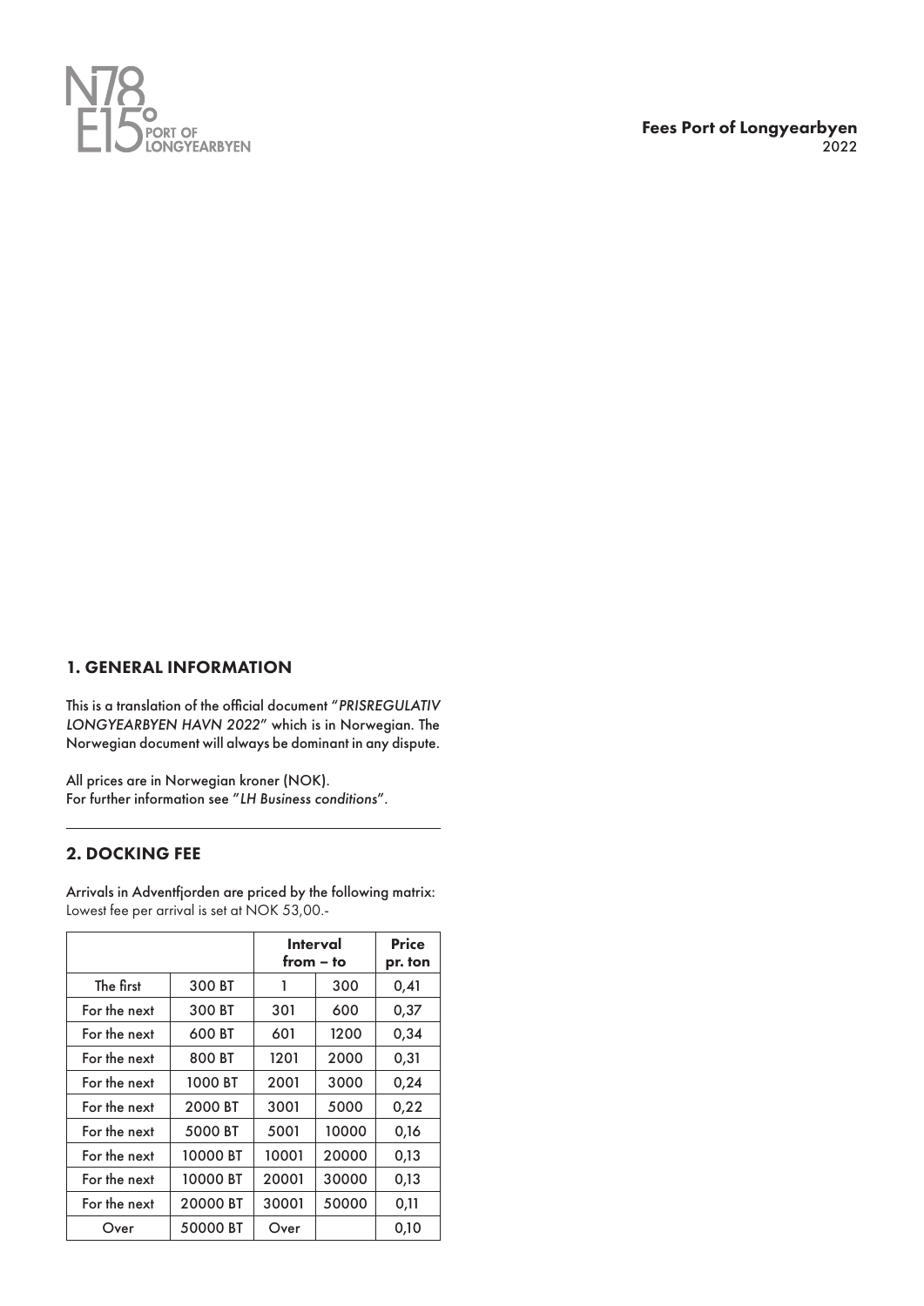## 1. GENERAL INFORMATION

This is a translation of the official document "*PRISREGULATIV LONGYEARBYEN HAVN 2022*" which is in Norwegian. The Norwegian document will always be dominant in any dispute.

All prices are in Norwegian kroner (NOK).
For further information see "*LH Business conditions*".

## 2. DOCKING FEE

Arrivals in Adventfjorden are priced by the following matrix:
Lowest fee per arrival is set at NOK 53,00.-

| | | **Interval from – to** | | **Price pr. ton** |
|---|---|---|---|---|
| The first | 300 BT | 1 | 300 | 0,41 |
| For the next | 300 BT | 301 | 600 | 0,37 |
| For the next | 600 BT | 601 | 1200 | 0,34 |
| For the next | 800 BT | 1201 | 2000 | 0,31 |
| For the next | 1000 BT | 2001 | 3000 | 0,24 |
| For the next | 2000 BT | 3001 | 5000 | 0,22 |
| For the next | 5000 BT | 5001 | 10000 | 0,16 |
| For the next | 10000 BT | 10001 | 20000 | 0,13 |
| For the next | 10000 BT | 20001 | 30000 | 0,13 |
| For the next | 20000 BT | 30001 | 50000 | 0,11 |
| Over | 50000 BT | Over | | 0,10 |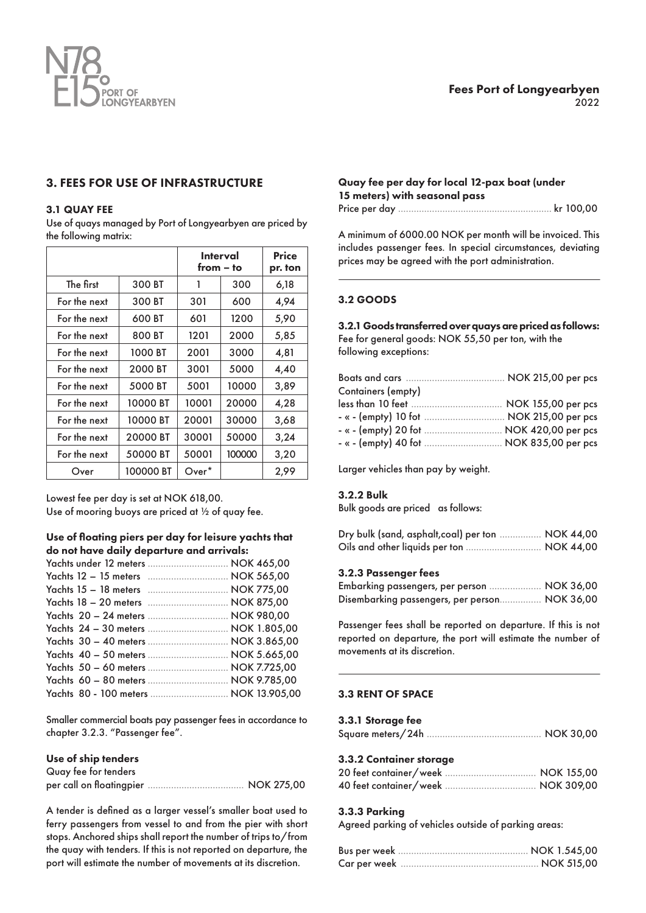## 3. FEES FOR USE OF INFRASTRUCTURE

### 3.1 QUAY FEE

Use of quays managed by Port of Longyearbyen are priced by the following matrix:

| | | Interval from – to | | Price pr. ton |
|---|---|---|---|---|
| The first | 300 BT | 1 | 300 | 6,18 |
| For the next | 300 BT | 301 | 600 | 4,94 |
| For the next | 600 BT | 601 | 1200 | 5,90 |
| For the next | 800 BT | 1201 | 2000 | 5,85 |
| For the next | 1000 BT | 2001 | 3000 | 4,81 |
| For the next | 2000 BT | 3001 | 5000 | 4,40 |
| For the next | 5000 BT | 5001 | 10000 | 3,89 |
| For the next | 10000 BT | 10001 | 20000 | 4,28 |
| For the next | 10000 BT | 20001 | 30000 | 3,68 |
| For the next | 20000 BT | 30001 | 50000 | 3,24 |
| For the next | 50000 BT | 50001 | 100000 | 3,20 |
| Over | 100000 BT | Over* | | 2,99 |

Lowest fee per day is set at NOK 618,00.
Use of mooring buoys are priced at ½ of quay fee.

**Use of floating piers per day for leisure yachts that do not have daily departure and arrivals:**

Yachts under 12 meters ............................... NOK 465,00
Yachts 12 – 15 meters ............................... NOK 565,00
Yachts 15 – 18 meters ............................... NOK 775,00
Yachts 18 – 20 meters ............................... NOK 875,00
Yachts 20 – 24 meters ............................... NOK 980,00
Yachts 24 – 30 meters ............................... NOK 1.805,00
Yachts 30 – 40 meters ............................... NOK 3.865,00
Yachts 40 – 50 meters ............................... NOK 5.665,00
Yachts 50 – 60 meters ............................... NOK 7.725,00
Yachts 60 – 80 meters ............................... NOK 9.785,00
Yachts 80 - 100 meters ............................. NOK 13.905,00

Smaller commercial boats pay passenger fees in accordance to chapter 3.2.3. "Passenger fee".

**Use of ship tenders**

Quay fee for tenders
per call on floatingpier ..................................... NOK 275,00

A tender is defined as a larger vessel's smaller boat used to ferry passengers from vessel to and from the pier with short stops. Anchored ships shall report the number of trips to/from the quay with tenders. If this is not reported on departure, the port will estimate the number of movements at its discretion.

**Quay fee per day for local 12-pax boat (under 15 meters) with seasonal pass**

Price per day ........................................................... kr 100,00

A minimum of 6000.00 NOK per month will be invoiced. This includes passenger fees. In special circumstances, deviating prices may be agreed with the port administration.

### 3.2 GOODS

**3.2.1 Goods transferred over quays are priced as follows:**
Fee for general goods: NOK 55,50 per ton, with the following exceptions:

Boats and cars ...................................... NOK 215,00 per pcs
Containers (empty)
less than 10 feet ................................... NOK 155,00 per pcs
- « - (empty) 10 fot ............................... NOK 215,00 per pcs
- « - (empty) 20 fot .............................. NOK 420,00 per pcs
- « - (empty) 40 fot .............................. NOK 835,00 per pcs

Larger vehicles than pay by weight.

**3.2.2 Bulk**
Bulk goods are priced as follows:

Dry bulk (sand, asphalt,coal) per ton ................ NOK 44,00
Oils and other liquids per ton ............................. NOK 44,00

**3.2.3 Passenger fees**
Embarking passengers, per person .................... NOK 36,00
Disembarking passengers, per person................ NOK 36,00

Passenger fees shall be reported on departure. If this is not reported on departure, the port will estimate the number of movements at its discretion.

### 3.3 RENT OF SPACE

**3.3.1 Storage fee**
Square meters/24h ............................................ NOK 30,00

**3.3.2 Container storage**
20 feet container/week ................................... NOK 155,00
40 feet container/week ................................... NOK 309,00

**3.3.3 Parking**
Agreed parking of vehicles outside of parking areas:

Bus per week .................................................. NOK 1.545,00
Car per week ..................................................... NOK 515,00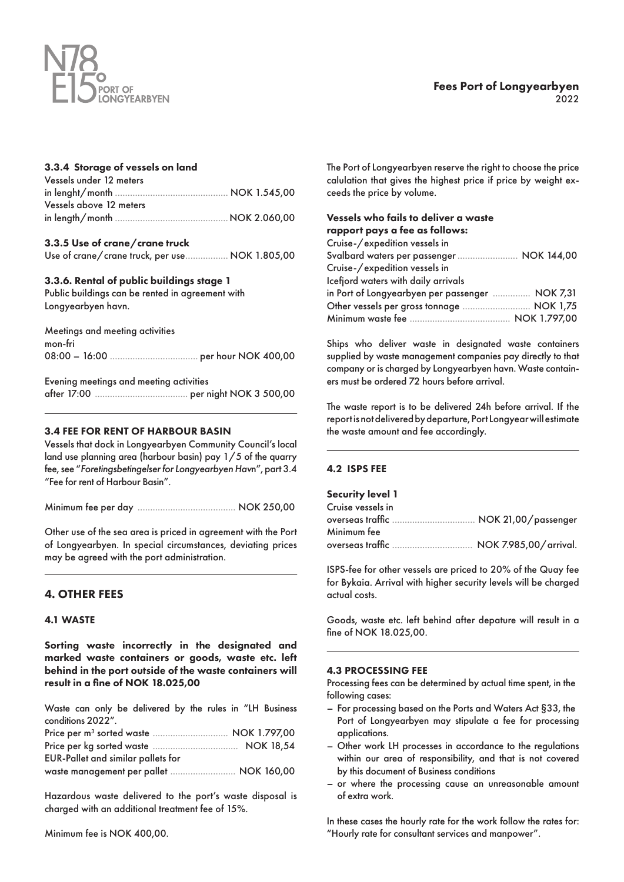#### 3.3.4 Storage of vessels on land

Vessels under 12 meters
in lenght/month ............................................ NOK 1.545,00
Vessels above 12 meters
in length/month ............................................ NOK 2.060,00

#### 3.3.5 Use of crane/crane truck

Use of crane/crane truck, per use................. NOK 1.805,00

#### 3.3.6. Rental of public buildings stage 1

Public buildings can be rented in agreement with Longyearbyen havn.

Meetings and meeting activities
mon-fri
08:00 – 16:00 ................................... per hour NOK 400,00

Evening meetings and meeting activities
after 17:00 ..................................... per night NOK 3 500,00

#### 3.4 FEE FOR RENT OF HARBOUR BASIN

Vessels that dock in Longyearbyen Community Council's local land use planning area (harbour basin) pay 1/5 of the quarry fee, see "*Foretingsbetingelser for Longyearbyen Havn*", part 3.4 "Fee for rent of Harbour Basin".

Minimum fee per day ....................................... NOK 250,00

Other use of the sea area is priced in agreement with the Port of Longyearbyen. In special circumstances, deviating prices may be agreed with the port administration.

## 4. OTHER FEES

#### 4.1 WASTE

**Sorting waste incorrectly in the designated and marked waste containers or goods, waste etc. left behind in the port outside of the waste containers will result in a fine of NOK 18.025,00**

Waste can only be delivered by the rules in "LH Business conditions 2022".
Price per m³ sorted waste .............................. NOK 1.797,00
Price per kg sorted waste .................................. NOK 18,54
EUR-Pallet and similar pallets for
waste management per pallet .......................... NOK 160,00

Hazardous waste delivered to the port's waste disposal is charged with an additional treatment fee of 15%.

Minimum fee is NOK 400,00.

The Port of Longyearbyen reserve the right to choose the price calulation that gives the highest price if price by weight exceeds the price by volume.

**Vessels who fails to deliver a waste rapport pays a fee as follows:**

Cruise-/expedition vessels in
Svalbard waters per passenger ........................ NOK 144,00
Cruise-/expedition vessels in
Icefjord waters with daily arrivals
in Port of Longyearbyen per passenger ............... NOK 7,31
Other vessels per gross tonnage ........................... NOK 1,75
Minimum waste fee ........................................ NOK 1.797,00

Ships who deliver waste in designated waste containers supplied by waste management companies pay directly to that company or is charged by Longyearbyen havn. Waste containers must be ordered 72 hours before arrival.

The waste report is to be delivered 24h before arrival. If the report is not delivered by departure, Port Longyear will estimate the waste amount and fee accordingly.

#### 4.2 ISPS FEE

**Security level 1**

Cruise vessels in
overseas traffic ................................. NOK 21,00/passenger
Minimum fee
overseas traffic ................................ NOK 7.985,00/arrival.

ISPS-fee for other vessels are priced to 20% of the Quay fee for Bykaia. Arrival with higher security levels will be charged actual costs.

Goods, waste etc. left behind after depature will result in a fine of NOK 18.025,00.

#### 4.3 PROCESSING FEE

Processing fees can be determined by actual time spent, in the following cases:

- For processing based on the Ports and Waters Act §33, the Port of Longyearbyen may stipulate a fee for processing applications.
- Other work LH processes in accordance to the regulations within our area of responsibility, and that is not covered by this document of Business conditions
- or where the processing cause an unreasonable amount of extra work.

In these cases the hourly rate for the work follow the rates for: "Hourly rate for consultant services and manpower".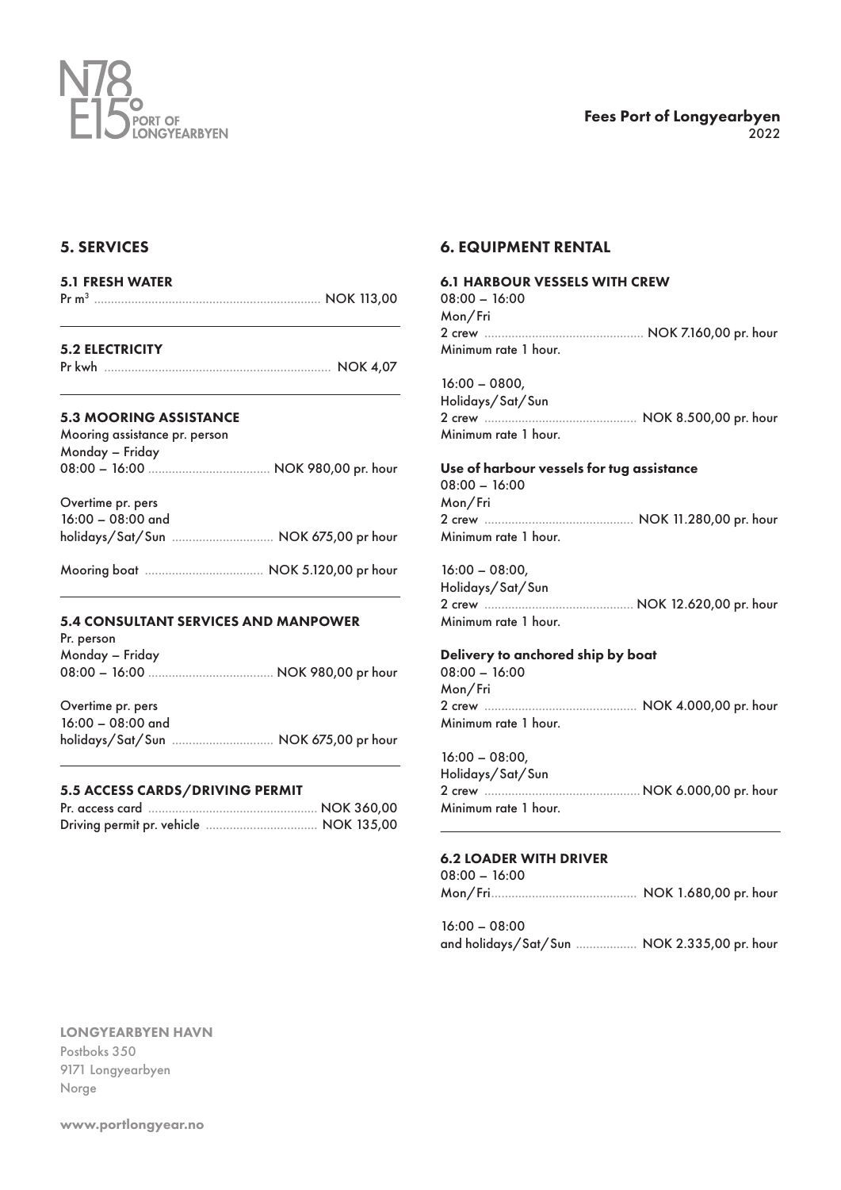# 5. SERVICES

### 5.1 FRESH WATER

Pr $m^3$ ........ NOK 113,00

### 5.2 ELECTRICITY

Pr kwh ........ NOK 4,07

### 5.3 MOORING ASSISTANCE

Mooring assistance pr. person
Monday – Friday
08:00 – 16:00 ........ NOK 980,00 pr. hour

Overtime pr. pers
16:00 – 08:00 and
holidays/Sat/Sun ........ NOK 675,00 pr hour

Mooring boat ........ NOK 5.120,00 pr hour

### 5.4 CONSULTANT SERVICES AND MANPOWER

Pr. person
Monday – Friday
08:00 – 16:00 ........ NOK 980,00 pr hour

Overtime pr. pers
16:00 – 08:00 and
holidays/Sat/Sun ........ NOK 675,00 pr hour

### 5.5 ACCESS CARDS/DRIVING PERMIT

Pr. access card ........ NOK 360,00
Driving permit pr. vehicle ........ NOK 135,00

# 6. EQUIPMENT RENTAL

### 6.1 HARBOUR VESSELS WITH CREW

08:00 – 16:00
Mon/Fri
2 crew ........ NOK 7.160,00 pr. hour
Minimum rate 1 hour.

16:00 – 0800,
Holidays/Sat/Sun
2 crew ........ NOK 8.500,00 pr. hour
Minimum rate 1 hour.

**Use of harbour vessels for tug assistance**

08:00 – 16:00
Mon/Fri
2 crew ........ NOK 11.280,00 pr. hour
Minimum rate 1 hour.

16:00 – 08:00,
Holidays/Sat/Sun
2 crew ........ NOK 12.620,00 pr. hour
Minimum rate 1 hour.

**Delivery to anchored ship by boat**

08:00 – 16:00
Mon/Fri
2 crew ........ NOK 4.000,00 pr. hour
Minimum rate 1 hour.

16:00 – 08:00,
Holidays/Sat/Sun
2 crew ........ NOK 6.000,00 pr. hour
Minimum rate 1 hour.

### 6.2 LOADER WITH DRIVER

08:00 – 16:00
Mon/Fri........ NOK 1.680,00 pr. hour

16:00 – 08:00
and holidays/Sat/Sun ........ NOK 2.335,00 pr. hour

**LONGYEARBYEN HAVN**
Postboks 350
9171 Longyearbyen
Norge

**www.portlongyear.no**